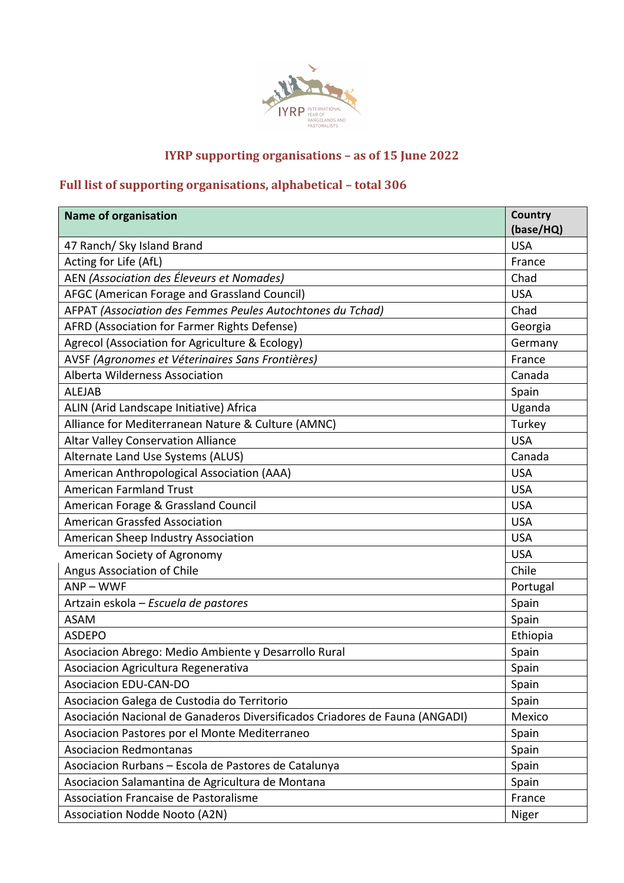## IYRP supporting organisations – as of 15 June 2022

## Full list of supporting organisations, alphabetical – total 306

| Name of organisation | Country (base/HQ) |
|---|---|
| 47 Ranch/ Sky Island Brand | USA |
| Acting for Life (AfL) | France |
| AEN *(Association des Éleveurs et Nomades)* | Chad |
| AFGC (American Forage and Grassland Council) | USA |
| AFPAT *(Association des Femmes Peules Autochtones du Tchad)* | Chad |
| AFRD (Association for Farmer Rights Defense) | Georgia |
| Agrecol (Association for Agriculture & Ecology) | Germany |
| AVSF *(Agronomes et Véterinaires Sans Frontières)* | France |
| Alberta Wilderness Association | Canada |
| ALEJAB | Spain |
| ALIN (Arid Landscape Initiative) Africa | Uganda |
| Alliance for Mediterranean Nature & Culture (AMNC) | Turkey |
| Altar Valley Conservation Alliance | USA |
| Alternate Land Use Systems (ALUS) | Canada |
| American Anthropological Association (AAA) | USA |
| American Farmland Trust | USA |
| American Forage & Grassland Council | USA |
| American Grassfed Association | USA |
| American Sheep Industry Association | USA |
| American Society of Agronomy | USA |
| Angus Association of Chile | Chile |
| ANP – WWF | Portugal |
| Artzain eskola – *Escuela de pastores* | Spain |
| ASAM | Spain |
| ASDEPO | Ethiopia |
| Asociacion Abrego: Medio Ambiente y Desarrollo Rural | Spain |
| Asociacion Agricultura Regenerativa | Spain |
| Asociacion EDU-CAN-DO | Spain |
| Asociacion Galega de Custodia do Territorio | Spain |
| Asociación Nacional de Ganaderos Diversificados Criadores de Fauna (ANGADI) | Mexico |
| Asociacion Pastores por el Monte Mediterraneo | Spain |
| Asociacion Redmontanas | Spain |
| Asociacion Rurbans – Escola de Pastores de Catalunya | Spain |
| Asociacion Salamantina de Agricultura de Montana | Spain |
| Association Francaise de Pastoralisme | France |
| Association Nodde Nooto (A2N) | Niger |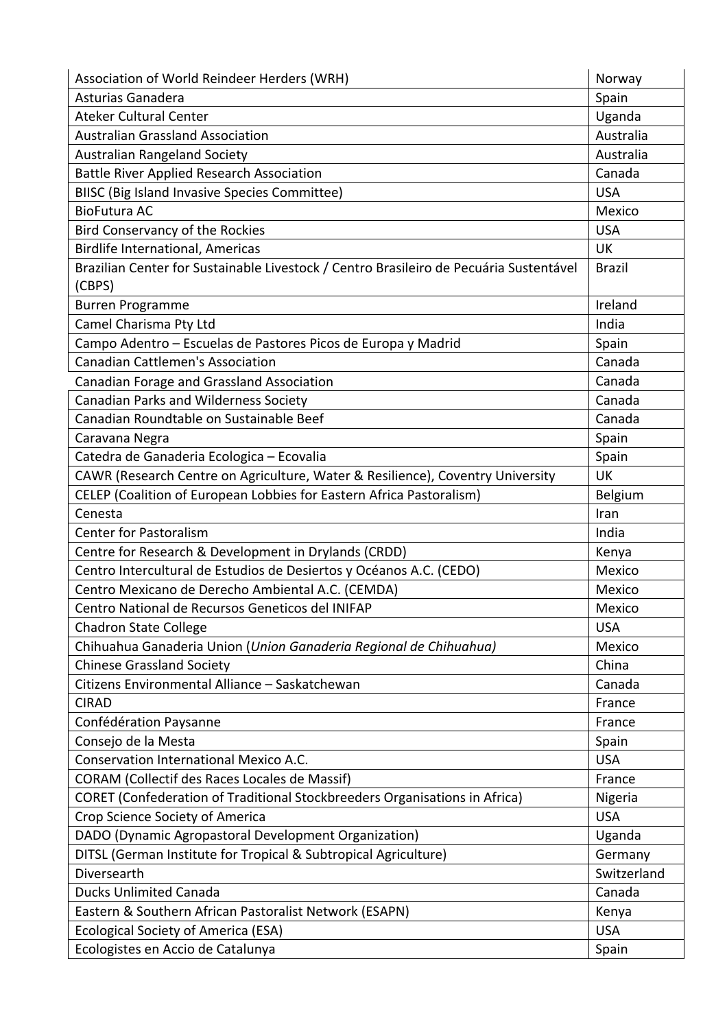| Association of World Reindeer Herders (WRH) | Norway |
|---|---|
| Asturias Ganadera | Spain |
| Ateker Cultural Center | Uganda |
| Australian Grassland Association | Australia |
| Australian Rangeland Society | Australia |
| Battle River Applied Research Association | Canada |
| BIISC (Big Island Invasive Species Committee) | USA |
| BioFutura AC | Mexico |
| Bird Conservancy of the Rockies | USA |
| Birdlife International, Americas | UK |
| Brazilian Center for Sustainable Livestock / Centro Brasileiro de Pecuária Sustentável (CBPS) | Brazil |
| Burren Programme | Ireland |
| Camel Charisma Pty Ltd | India |
| Campo Adentro – Escuelas de Pastores Picos de Europa y Madrid | Spain |
| Canadian Cattlemen's Association | Canada |
| Canadian Forage and Grassland Association | Canada |
| Canadian Parks and Wilderness Society | Canada |
| Canadian Roundtable on Sustainable Beef | Canada |
| Caravana Negra | Spain |
| Catedra de Ganaderia Ecologica – Ecovalia | Spain |
| CAWR (Research Centre on Agriculture, Water & Resilience), Coventry University | UK |
| CELEP (Coalition of European Lobbies for Eastern Africa Pastoralism) | Belgium |
| Cenesta | Iran |
| Center for Pastoralism | India |
| Centre for Research & Development in Drylands (CRDD) | Kenya |
| Centro Intercultural de Estudios de Desiertos y Océanos A.C. (CEDO) | Mexico |
| Centro Mexicano de Derecho Ambiental A.C. (CEMDA) | Mexico |
| Centro National de Recursos Geneticos del INIFAP | Mexico |
| Chadron State College | USA |
| Chihuahua Ganaderia Union (*Union Ganaderia Regional de Chihuahua)* | Mexico |
| Chinese Grassland Society | China |
| Citizens Environmental Alliance – Saskatchewan | Canada |
| CIRAD | France |
| Confédération Paysanne | France |
| Consejo de la Mesta | Spain |
| Conservation International Mexico A.C. | USA |
| CORAM (Collectif des Races Locales de Massif) | France |
| CORET (Confederation of Traditional Stockbreeders Organisations in Africa) | Nigeria |
| Crop Science Society of America | USA |
| DADO (Dynamic Agropastoral Development Organization) | Uganda |
| DITSL (German Institute for Tropical & Subtropical Agriculture) | Germany |
| Diversearth | Switzerland |
| Ducks Unlimited Canada | Canada |
| Eastern & Southern African Pastoralist Network (ESAPN) | Kenya |
| Ecological Society of America (ESA) | USA |
| Ecologistes en Accio de Catalunya | Spain |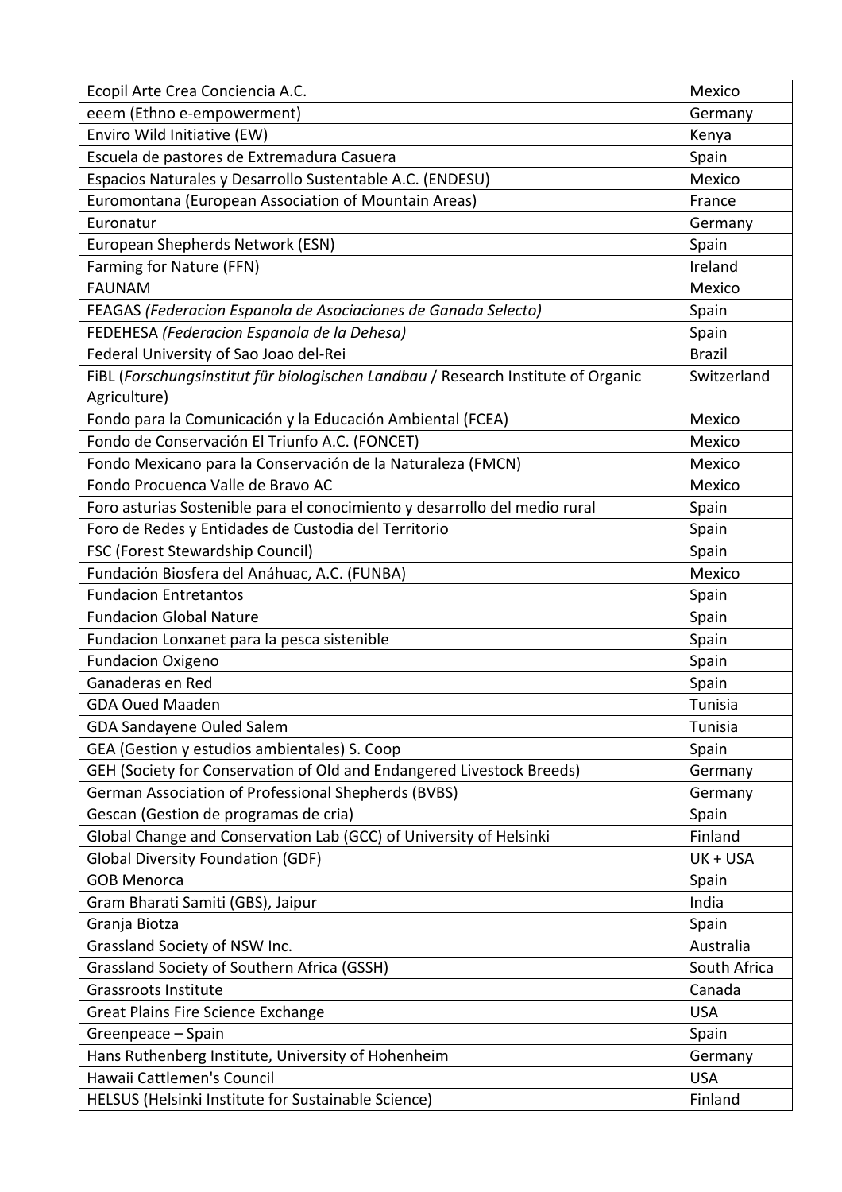| Ecopil Arte Crea Conciencia A.C. | Mexico |
|---|---|
| eeem (Ethno e-empowerment) | Germany |
| Enviro Wild Initiative (EW) | Kenya |
| Escuela de pastores de Extremadura Casuera | Spain |
| Espacios Naturales y Desarrollo Sustentable A.C. (ENDESU) | Mexico |
| Euromontana (European Association of Mountain Areas) | France |
| Euronatur | Germany |
| European Shepherds Network (ESN) | Spain |
| Farming for Nature (FFN) | Ireland |
| FAUNAM | Mexico |
| FEAGAS *(Federacion Espanola de Asociaciones de Ganada Selecto)* | Spain |
| FEDEHESA *(Federacion Espanola de la Dehesa)* | Spain |
| Federal University of Sao Joao del-Rei | Brazil |
| FiBL (*Forschungsinstitut für biologischen Landbau* / Research Institute of Organic Agriculture) | Switzerland |
| Fondo para la Comunicación y la Educación Ambiental (FCEA) | Mexico |
| Fondo de Conservación El Triunfo A.C. (FONCET) | Mexico |
| Fondo Mexicano para la Conservación de la Naturaleza (FMCN) | Mexico |
| Fondo Procuenca Valle de Bravo AC | Mexico |
| Foro asturias Sostenible para el conocimiento y desarrollo del medio rural | Spain |
| Foro de Redes y Entidades de Custodia del Territorio | Spain |
| FSC (Forest Stewardship Council) | Spain |
| Fundación Biosfera del Anáhuac, A.C. (FUNBA) | Mexico |
| Fundacion Entretantos | Spain |
| Fundacion Global Nature | Spain |
| Fundacion Lonxanet para la pesca sistenible | Spain |
| Fundacion Oxigeno | Spain |
| Ganaderas en Red | Spain |
| GDA Oued Maaden | Tunisia |
| GDA Sandayene Ouled Salem | Tunisia |
| GEA (Gestion y estudios ambientales) S. Coop | Spain |
| GEH (Society for Conservation of Old and Endangered Livestock Breeds) | Germany |
| German Association of Professional Shepherds (BVBS) | Germany |
| Gescan (Gestion de programas de cria) | Spain |
| Global Change and Conservation Lab (GCC) of University of Helsinki | Finland |
| Global Diversity Foundation (GDF) | UK + USA |
| GOB Menorca | Spain |
| Gram Bharati Samiti (GBS), Jaipur | India |
| Granja Biotza | Spain |
| Grassland Society of NSW Inc. | Australia |
| Grassland Society of Southern Africa (GSSH) | South Africa |
| Grassroots Institute | Canada |
| Great Plains Fire Science Exchange | USA |
| Greenpeace – Spain | Spain |
| Hans Ruthenberg Institute, University of Hohenheim | Germany |
| Hawaii Cattlemen's Council | USA |
| HELSUS (Helsinki Institute for Sustainable Science) | Finland |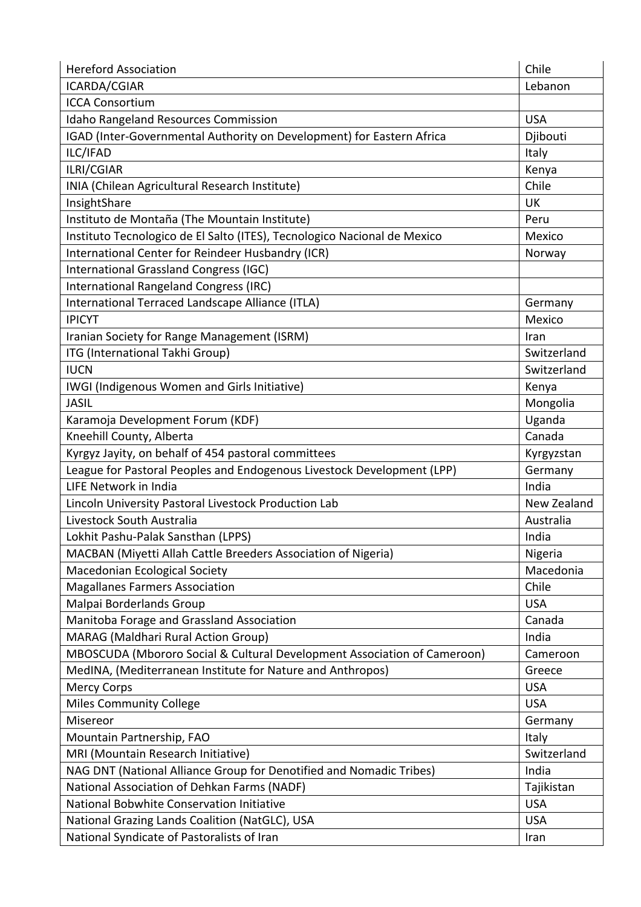| | |
|---|---|
| Hereford Association | Chile |
| ICARDA/CGIAR | Lebanon |
| ICCA Consortium | |
| Idaho Rangeland Resources Commission | USA |
| IGAD (Inter-Governmental Authority on Development) for Eastern Africa | Djibouti |
| ILC/IFAD | Italy |
| ILRI/CGIAR | Kenya |
| INIA (Chilean Agricultural Research Institute) | Chile |
| InsightShare | UK |
| Instituto de Montaña (The Mountain Institute) | Peru |
| Instituto Tecnologico de El Salto (ITES), Tecnologico Nacional de Mexico | Mexico |
| International Center for Reindeer Husbandry (ICR) | Norway |
| International Grassland Congress (IGC) | |
| International Rangeland Congress (IRC) | |
| International Terraced Landscape Alliance (ITLA) | Germany |
| IPICYT | Mexico |
| Iranian Society for Range Management (ISRM) | Iran |
| ITG (International Takhi Group) | Switzerland |
| IUCN | Switzerland |
| IWGI (Indigenous Women and Girls Initiative) | Kenya |
| JASIL | Mongolia |
| Karamoja Development Forum (KDF) | Uganda |
| Kneehill County, Alberta | Canada |
| Kyrgyz Jayity, on behalf of 454 pastoral committees | Kyrgyzstan |
| League for Pastoral Peoples and Endogenous Livestock Development (LPP) | Germany |
| LIFE Network in India | India |
| Lincoln University Pastoral Livestock Production Lab | New Zealand |
| Livestock South Australia | Australia |
| Lokhit Pashu-Palak Sansthan (LPPS) | India |
| MACBAN (Miyetti Allah Cattle Breeders Association of Nigeria) | Nigeria |
| Macedonian Ecological Society | Macedonia |
| Magallanes Farmers Association | Chile |
| Malpai Borderlands Group | USA |
| Manitoba Forage and Grassland Association | Canada |
| MARAG (Maldhari Rural Action Group) | India |
| MBOSCUDA (Mbororo Social & Cultural Development Association of Cameroon) | Cameroon |
| MedINA, (Mediterranean Institute for Nature and Anthropos) | Greece |
| Mercy Corps | USA |
| Miles Community College | USA |
| Misereor | Germany |
| Mountain Partnership, FAO | Italy |
| MRI (Mountain Research Initiative) | Switzerland |
| NAG DNT (National Alliance Group for Denotified and Nomadic Tribes) | India |
| National Association of Dehkan Farms (NADF) | Tajikistan |
| National Bobwhite Conservation Initiative | USA |
| National Grazing Lands Coalition (NatGLC), USA | USA |
| National Syndicate of Pastoralists of Iran | Iran |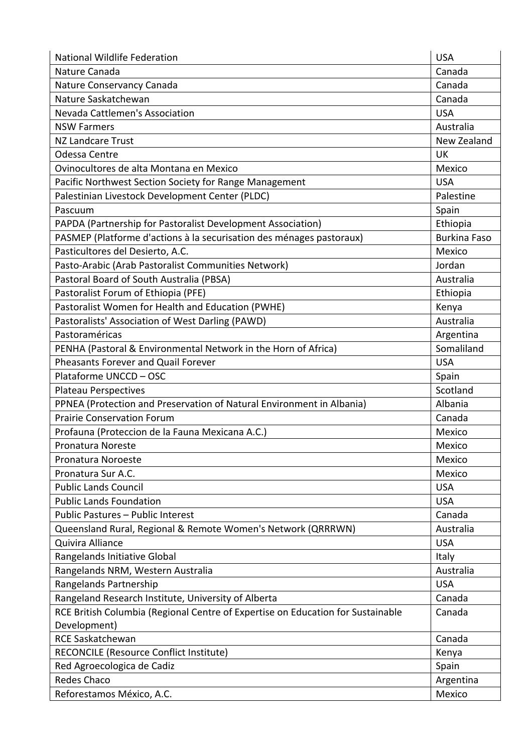| | |
|---|---|
| National Wildlife Federation | USA |
| Nature Canada | Canada |
| Nature Conservancy Canada | Canada |
| Nature Saskatchewan | Canada |
| Nevada Cattlemen's Association | USA |
| NSW Farmers | Australia |
| NZ Landcare Trust | New Zealand |
| Odessa Centre | UK |
| Ovinocultores de alta Montana en Mexico | Mexico |
| Pacific Northwest Section Society for Range Management | USA |
| Palestinian Livestock Development Center (PLDC) | Palestine |
| Pascuum | Spain |
| PAPDA (Partnership for Pastoralist Development Association) | Ethiopia |
| PASMEP (Platforme d'actions à la securisation des ménages pastoraux) | Burkina Faso |
| Pasticultores del Desierto, A.C. | Mexico |
| Pasto-Arabic (Arab Pastoralist Communities Network) | Jordan |
| Pastoral Board of South Australia (PBSA) | Australia |
| Pastoralist Forum of Ethiopia (PFE) | Ethiopia |
| Pastoralist Women for Health and Education (PWHE) | Kenya |
| Pastoralists' Association of West Darling (PAWD) | Australia |
| Pastoraméricas | Argentina |
| PENHA (Pastoral & Environmental Network in the Horn of Africa) | Somaliland |
| Pheasants Forever and Quail Forever | USA |
| Plataforme UNCCD – OSC | Spain |
| Plateau Perspectives | Scotland |
| PPNEA (Protection and Preservation of Natural Environment in Albania) | Albania |
| Prairie Conservation Forum | Canada |
| Profauna (Proteccion de la Fauna Mexicana A.C.) | Mexico |
| Pronatura Noreste | Mexico |
| Pronatura Noroeste | Mexico |
| Pronatura Sur A.C. | Mexico |
| Public Lands Council | USA |
| Public Lands Foundation | USA |
| Public Pastures – Public Interest | Canada |
| Queensland Rural, Regional & Remote Women's Network (QRRRWN) | Australia |
| Quivira Alliance | USA |
| Rangelands Initiative Global | Italy |
| Rangelands NRM, Western Australia | Australia |
| Rangelands Partnership | USA |
| Rangeland Research Institute, University of Alberta | Canada |
| RCE British Columbia (Regional Centre of Expertise on Education for Sustainable Development) | Canada |
| RCE Saskatchewan | Canada |
| RECONCILE (Resource Conflict Institute) | Kenya |
| Red Agroecologica de Cadiz | Spain |
| Redes Chaco | Argentina |
| Reforestamos México, A.C. | Mexico |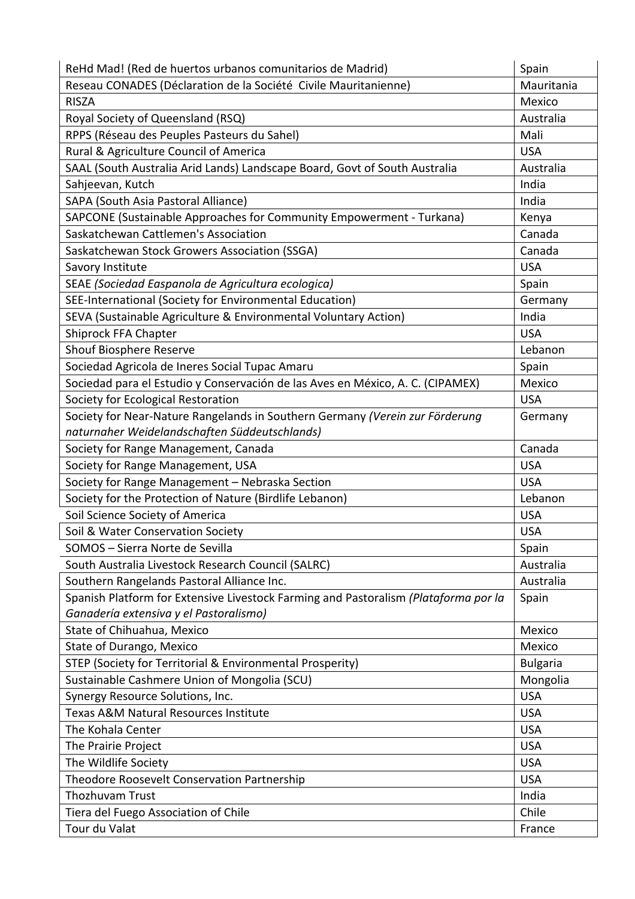| ReHd Mad! (Red de huertos urbanos comunitarios de Madrid) | Spain |
|---|---|
| Reseau CONADES (Déclaration de la Société Civile Mauritanienne) | Mauritania |
| RISZA | Mexico |
| Royal Society of Queensland (RSQ) | Australia |
| RPPS (Réseau des Peuples Pasteurs du Sahel) | Mali |
| Rural & Agriculture Council of America | USA |
| SAAL (South Australia Arid Lands) Landscape Board, Govt of South Australia | Australia |
| Sahjeevan, Kutch | India |
| SAPA (South Asia Pastoral Alliance) | India |
| SAPCONE (Sustainable Approaches for Community Empowerment - Turkana) | Kenya |
| Saskatchewan Cattlemen's Association | Canada |
| Saskatchewan Stock Growers Association (SSGA) | Canada |
| Savory Institute | USA |
| SEAE *(Sociedad Easpanola de Agricultura ecologica)* | Spain |
| SEE-International (Society for Environmental Education) | Germany |
| SEVA (Sustainable Agriculture & Environmental Voluntary Action) | India |
| Shiprock FFA Chapter | USA |
| Shouf Biosphere Reserve | Lebanon |
| Sociedad Agricola de Ineres Social Tupac Amaru | Spain |
| Sociedad para el Estudio y Conservación de las Aves en México, A. C. (CIPAMEX) | Mexico |
| Society for Ecological Restoration | USA |
| Society for Near-Nature Rangelands in Southern Germany *(Verein zur Förderung naturnaher Weidelandschaften Süddeutschlands)* | Germany |
| Society for Range Management, Canada | Canada |
| Society for Range Management, USA | USA |
| Society for Range Management – Nebraska Section | USA |
| Society for the Protection of Nature (Birdlife Lebanon) | Lebanon |
| Soil Science Society of America | USA |
| Soil & Water Conservation Society | USA |
| SOMOS – Sierra Norte de Sevilla | Spain |
| South Australia Livestock Research Council (SALRC) | Australia |
| Southern Rangelands Pastoral Alliance Inc. | Australia |
| Spanish Platform for Extensive Livestock Farming and Pastoralism *(Plataforma por la Ganadería extensiva y el Pastoralismo)* | Spain |
| State of Chihuahua, Mexico | Mexico |
| State of Durango, Mexico | Mexico |
| STEP (Society for Territorial & Environmental Prosperity) | Bulgaria |
| Sustainable Cashmere Union of Mongolia (SCU) | Mongolia |
| Synergy Resource Solutions, Inc. | USA |
| Texas A&M Natural Resources Institute | USA |
| The Kohala Center | USA |
| The Prairie Project | USA |
| The Wildlife Society | USA |
| Theodore Roosevelt Conservation Partnership | USA |
| Thozhuvam Trust | India |
| Tiera del Fuego Association of Chile | Chile |
| Tour du Valat | France |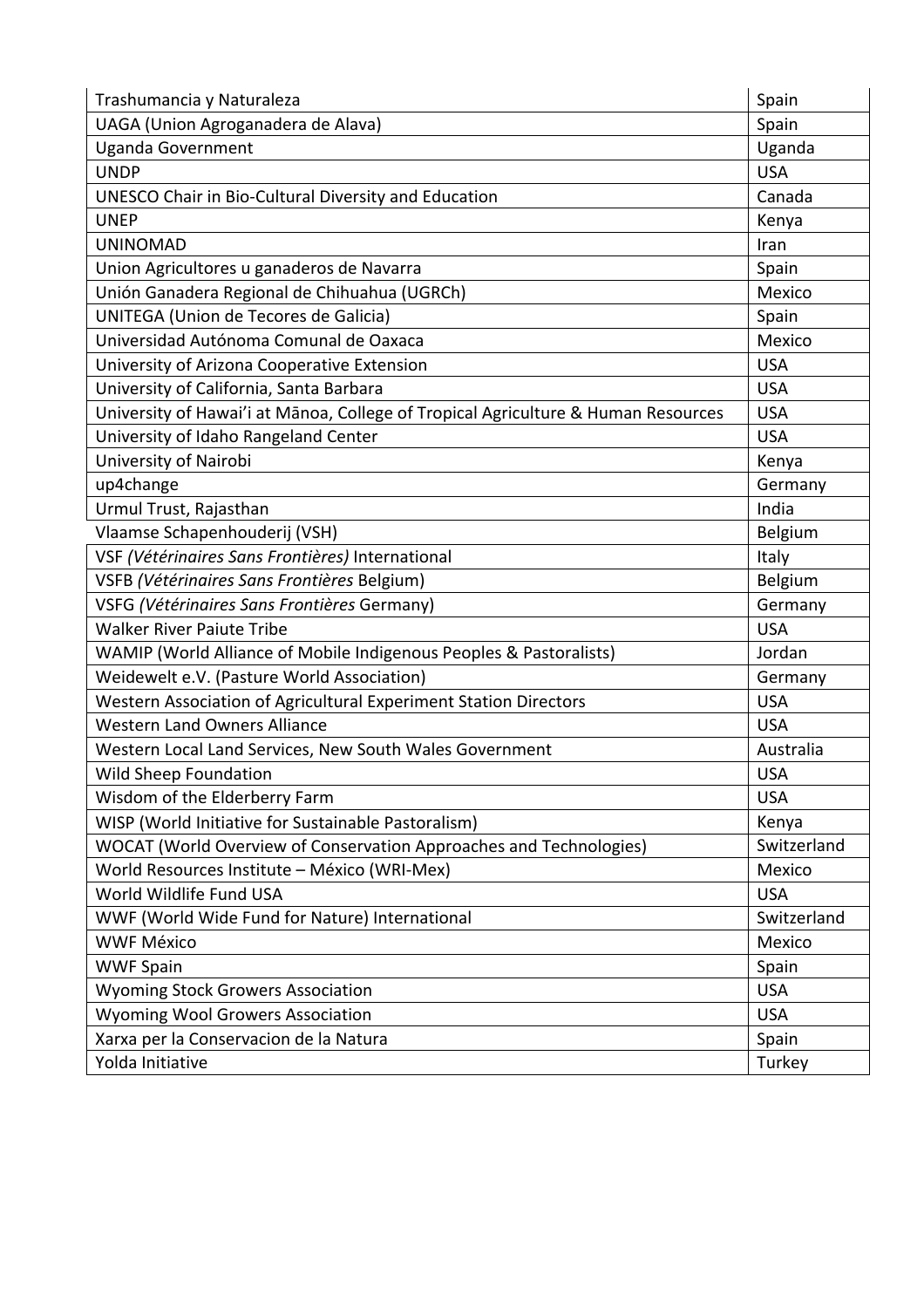| | |
|---|---|
| Trashumancia y Naturaleza | Spain |
| UAGA (Union Agroganadera de Alava) | Spain |
| Uganda Government | Uganda |
| UNDP | USA |
| UNESCO Chair in Bio-Cultural Diversity and Education | Canada |
| UNEP | Kenya |
| UNINOMAD | Iran |
| Union Agricultores u ganaderos de Navarra | Spain |
| Unión Ganadera Regional de Chihuahua (UGRCh) | Mexico |
| UNITEGA (Union de Tecores de Galicia) | Spain |
| Universidad Autónoma Comunal de Oaxaca | Mexico |
| University of Arizona Cooperative Extension | USA |
| University of California, Santa Barbara | USA |
| University of Hawai'i at Mānoa, College of Tropical Agriculture & Human Resources | USA |
| University of Idaho Rangeland Center | USA |
| University of Nairobi | Kenya |
| up4change | Germany |
| Urmul Trust, Rajasthan | India |
| Vlaamse Schapenhouderij (VSH) | Belgium |
| VSF *(Vétérinaires Sans Frontières)* International | Italy |
| VSFB *(Vétérinaires Sans Frontières* Belgium) | Belgium |
| VSFG *(Vétérinaires Sans Frontières* Germany) | Germany |
| Walker River Paiute Tribe | USA |
| WAMIP (World Alliance of Mobile Indigenous Peoples & Pastoralists) | Jordan |
| Weidewelt e.V. (Pasture World Association) | Germany |
| Western Association of Agricultural Experiment Station Directors | USA |
| Western Land Owners Alliance | USA |
| Western Local Land Services, New South Wales Government | Australia |
| Wild Sheep Foundation | USA |
| Wisdom of the Elderberry Farm | USA |
| WISP (World Initiative for Sustainable Pastoralism) | Kenya |
| WOCAT (World Overview of Conservation Approaches and Technologies) | Switzerland |
| World Resources Institute – México (WRI-Mex) | Mexico |
| World Wildlife Fund USA | USA |
| WWF (World Wide Fund for Nature) International | Switzerland |
| WWF México | Mexico |
| WWF Spain | Spain |
| Wyoming Stock Growers Association | USA |
| Wyoming Wool Growers Association | USA |
| Xarxa per la Conservacion de la Natura | Spain |
| Yolda Initiative | Turkey |